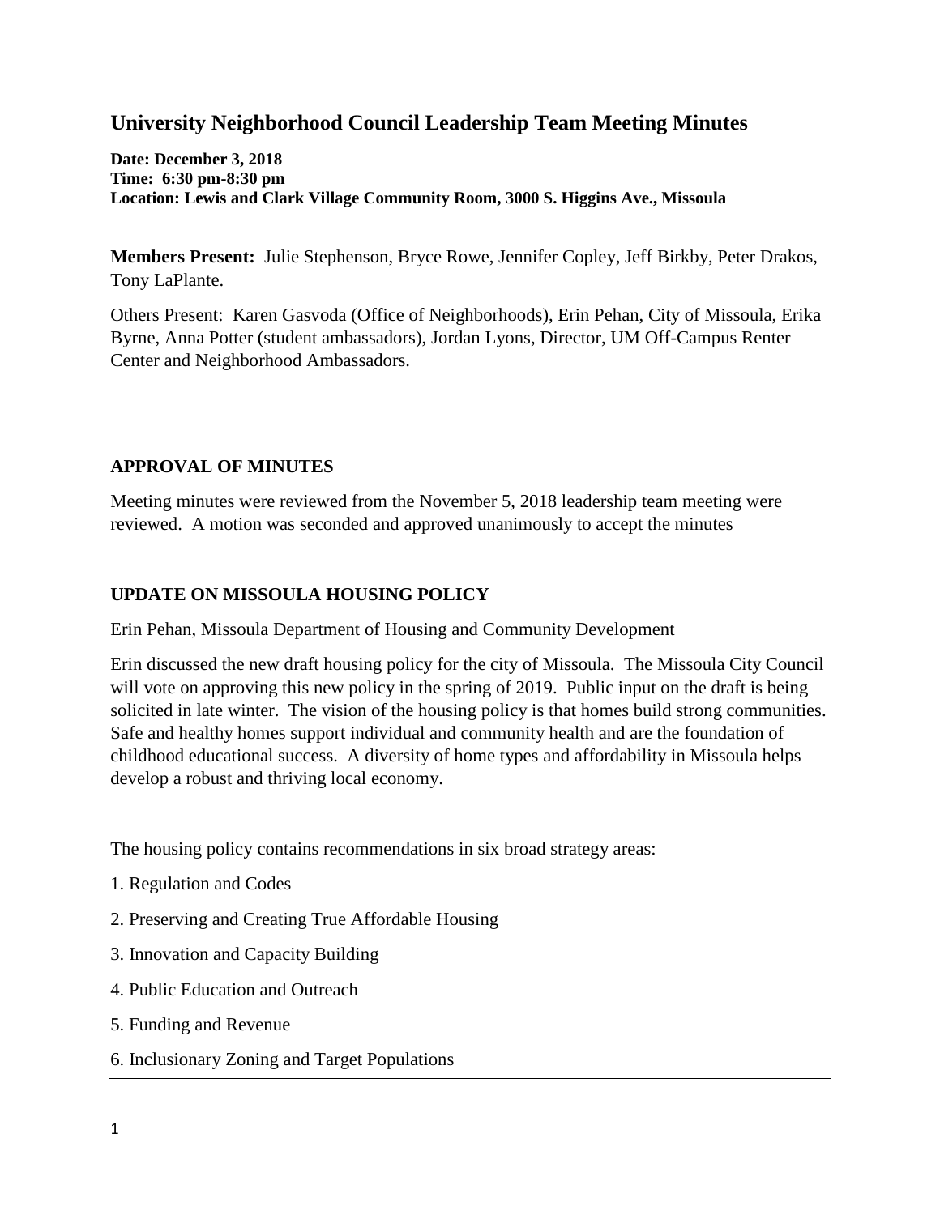# University Neighborhood Council Leadership Team Meeting Minutes

**Date: December 3, 2018**
**Time: 6:30 pm-8:30 pm**
**Location: Lewis and Clark Village Community Room, 3000 S. Higgins Ave., Missoula**

**Members Present:** Julie Stephenson, Bryce Rowe, Jennifer Copley, Jeff Birkby, Peter Drakos, Tony LaPlante.

Others Present: Karen Gasvoda (Office of Neighborhoods), Erin Pehan, City of Missoula, Erika Byrne, Anna Potter (student ambassadors), Jordan Lyons, Director, UM Off-Campus Renter Center and Neighborhood Ambassadors.

## APPROVAL OF MINUTES

Meeting minutes were reviewed from the November 5, 2018 leadership team meeting were reviewed. A motion was seconded and approved unanimously to accept the minutes

## UPDATE ON MISSOULA HOUSING POLICY

Erin Pehan, Missoula Department of Housing and Community Development

Erin discussed the new draft housing policy for the city of Missoula. The Missoula City Council will vote on approving this new policy in the spring of 2019. Public input on the draft is being solicited in late winter. The vision of the housing policy is that homes build strong communities. Safe and healthy homes support individual and community health and are the foundation of childhood educational success. A diversity of home types and affordability in Missoula helps develop a robust and thriving local economy.

The housing policy contains recommendations in six broad strategy areas:

1. Regulation and Codes
2. Preserving and Creating True Affordable Housing
3. Innovation and Capacity Building
4. Public Education and Outreach
5. Funding and Revenue
6. Inclusionary Zoning and Target Populations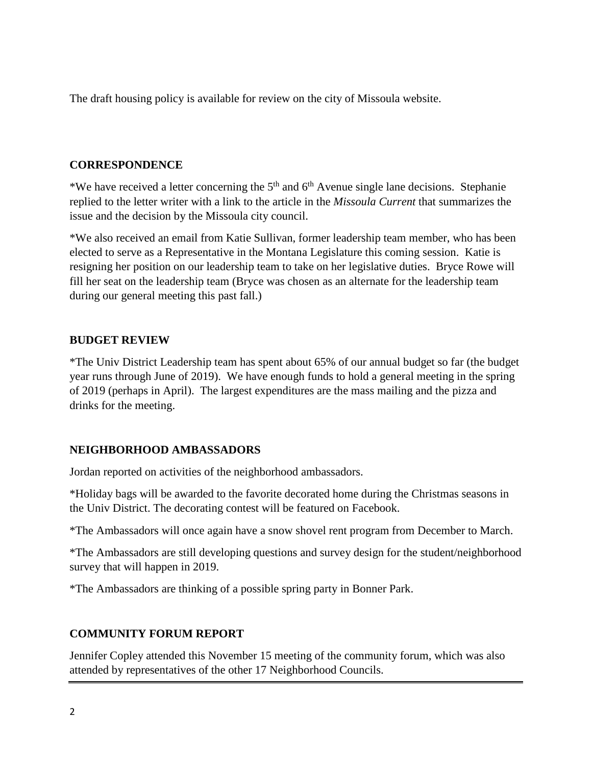The draft housing policy is available for review on the city of Missoula website.

## CORRESPONDENCE

*We have received a letter concerning the 5th and 6th Avenue single lane decisions. Stephanie replied to the letter writer with a link to the article in the *Missoula Current* that summarizes the issue and the decision by the Missoula city council.

*We also received an email from Katie Sullivan, former leadership team member, who has been elected to serve as a Representative in the Montana Legislature this coming session. Katie is resigning her position on our leadership team to take on her legislative duties. Bryce Rowe will fill her seat on the leadership team (Bryce was chosen as an alternate for the leadership team during our general meeting this past fall.)

## BUDGET REVIEW

*The Univ District Leadership team has spent about 65% of our annual budget so far (the budget year runs through June of 2019). We have enough funds to hold a general meeting in the spring of 2019 (perhaps in April). The largest expenditures are the mass mailing and the pizza and drinks for the meeting.

## NEIGHBORHOOD AMBASSADORS

Jordan reported on activities of the neighborhood ambassadors.

*Holiday bags will be awarded to the favorite decorated home during the Christmas seasons in the Univ District. The decorating contest will be featured on Facebook.

*The Ambassadors will once again have a snow shovel rent program from December to March.

*The Ambassadors are still developing questions and survey design for the student/neighborhood survey that will happen in 2019.

*The Ambassadors are thinking of a possible spring party in Bonner Park.

## COMMUNITY FORUM REPORT

Jennifer Copley attended this November 15 meeting of the community forum, which was also attended by representatives of the other 17 Neighborhood Councils.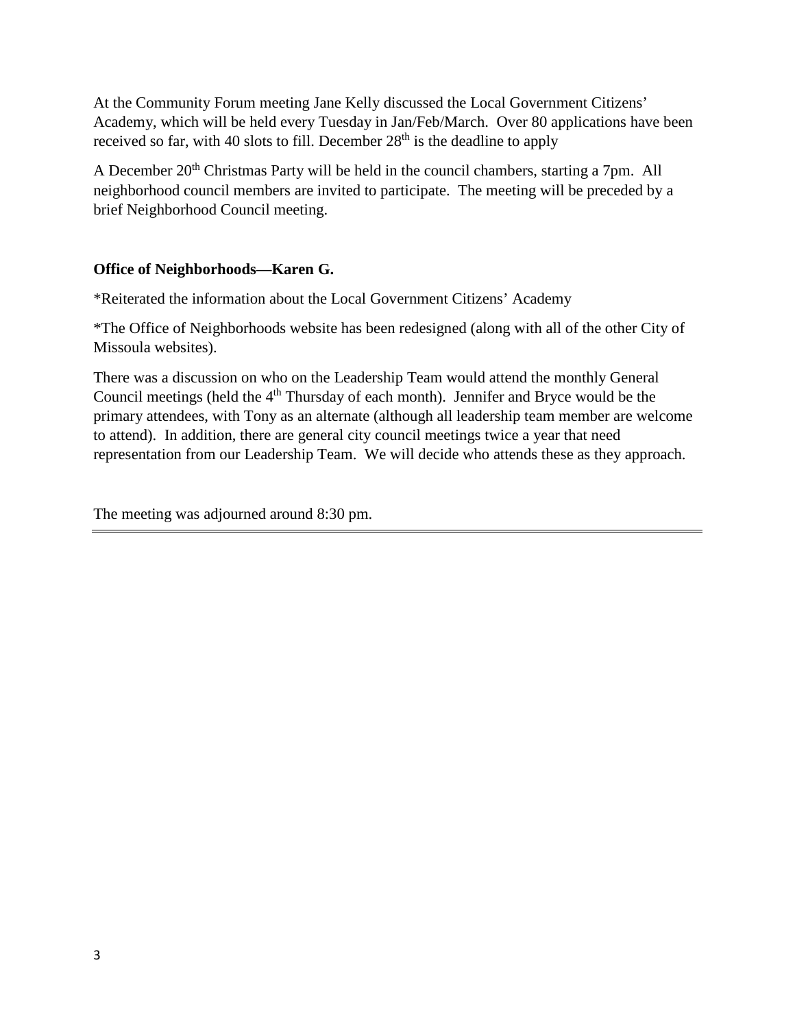At the Community Forum meeting Jane Kelly discussed the Local Government Citizens' Academy, which will be held every Tuesday in Jan/Feb/March. Over 80 applications have been received so far, with 40 slots to fill. December 28th is the deadline to apply

A December 20th Christmas Party will be held in the council chambers, starting a 7pm. All neighborhood council members are invited to participate. The meeting will be preceded by a brief Neighborhood Council meeting.

**Office of Neighborhoods—Karen G.**

*Reiterated the information about the Local Government Citizens' Academy

*The Office of Neighborhoods website has been redesigned (along with all of the other City of Missoula websites).

There was a discussion on who on the Leadership Team would attend the monthly General Council meetings (held the 4th Thursday of each month). Jennifer and Bryce would be the primary attendees, with Tony as an alternate (although all leadership team member are welcome to attend). In addition, there are general city council meetings twice a year that need representation from our Leadership Team. We will decide who attends these as they approach.

The meeting was adjourned around 8:30 pm.